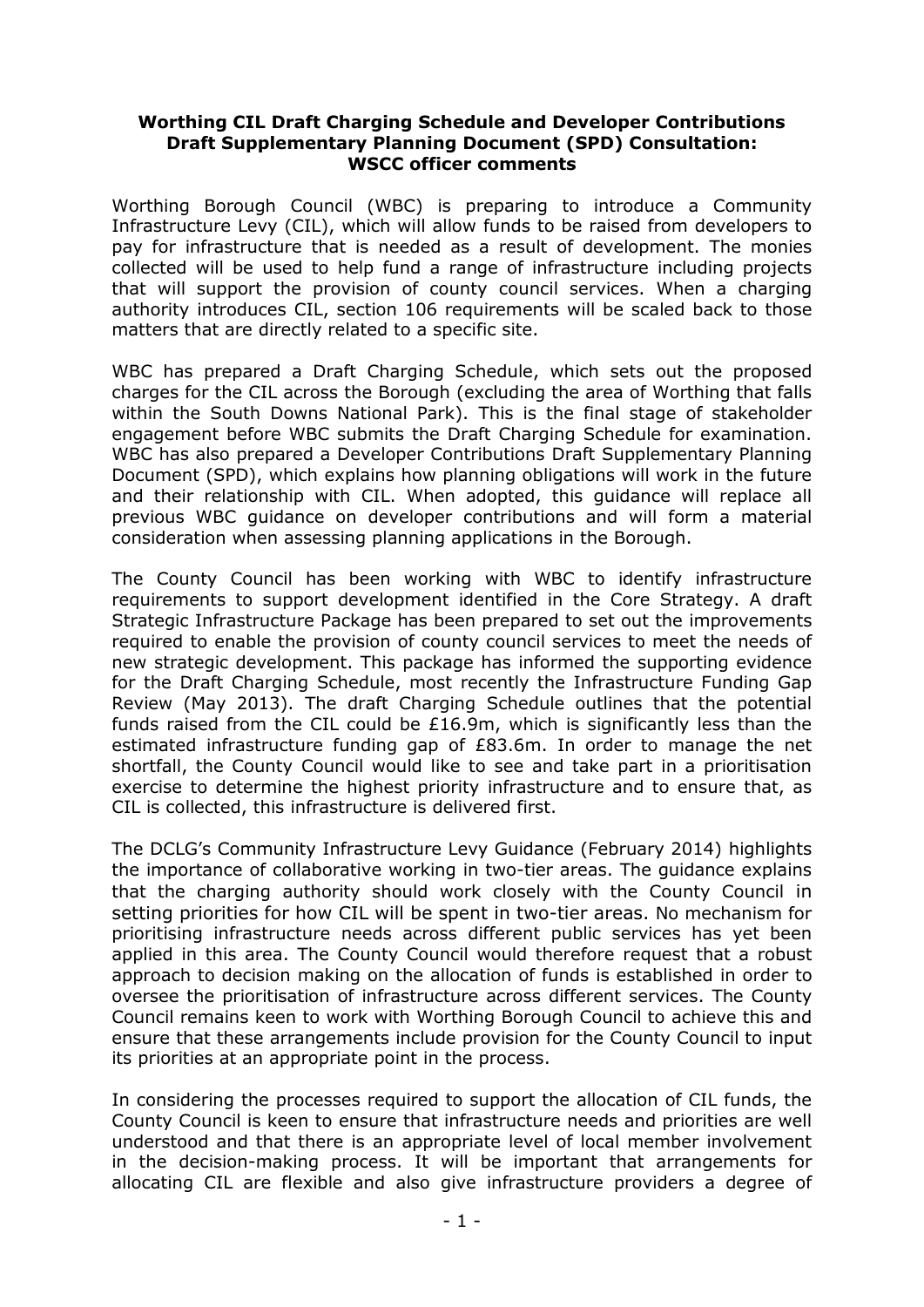**Worthing CIL Draft Charging Schedule and Developer Contributions Draft Supplementary Planning Document (SPD) Consultation: WSCC officer comments**

Worthing Borough Council (WBC) is preparing to introduce a Community Infrastructure Levy (CIL), which will allow funds to be raised from developers to pay for infrastructure that is needed as a result of development. The monies collected will be used to help fund a range of infrastructure including projects that will support the provision of county council services. When a charging authority introduces CIL, section 106 requirements will be scaled back to those matters that are directly related to a specific site.

WBC has prepared a Draft Charging Schedule, which sets out the proposed charges for the CIL across the Borough (excluding the area of Worthing that falls within the South Downs National Park). This is the final stage of stakeholder engagement before WBC submits the Draft Charging Schedule for examination. WBC has also prepared a Developer Contributions Draft Supplementary Planning Document (SPD), which explains how planning obligations will work in the future and their relationship with CIL. When adopted, this guidance will replace all previous WBC guidance on developer contributions and will form a material consideration when assessing planning applications in the Borough.

The County Council has been working with WBC to identify infrastructure requirements to support development identified in the Core Strategy. A draft Strategic Infrastructure Package has been prepared to set out the improvements required to enable the provision of county council services to meet the needs of new strategic development. This package has informed the supporting evidence for the Draft Charging Schedule, most recently the Infrastructure Funding Gap Review (May 2013). The draft Charging Schedule outlines that the potential funds raised from the CIL could be £16.9m, which is significantly less than the estimated infrastructure funding gap of £83.6m. In order to manage the net shortfall, the County Council would like to see and take part in a prioritisation exercise to determine the highest priority infrastructure and to ensure that, as CIL is collected, this infrastructure is delivered first.

The DCLG's Community Infrastructure Levy Guidance (February 2014) highlights the importance of collaborative working in two-tier areas. The guidance explains that the charging authority should work closely with the County Council in setting priorities for how CIL will be spent in two-tier areas. No mechanism for prioritising infrastructure needs across different public services has yet been applied in this area. The County Council would therefore request that a robust approach to decision making on the allocation of funds is established in order to oversee the prioritisation of infrastructure across different services. The County Council remains keen to work with Worthing Borough Council to achieve this and ensure that these arrangements include provision for the County Council to input its priorities at an appropriate point in the process.

In considering the processes required to support the allocation of CIL funds, the County Council is keen to ensure that infrastructure needs and priorities are well understood and that there is an appropriate level of local member involvement in the decision-making process. It will be important that arrangements for allocating CIL are flexible and also give infrastructure providers a degree of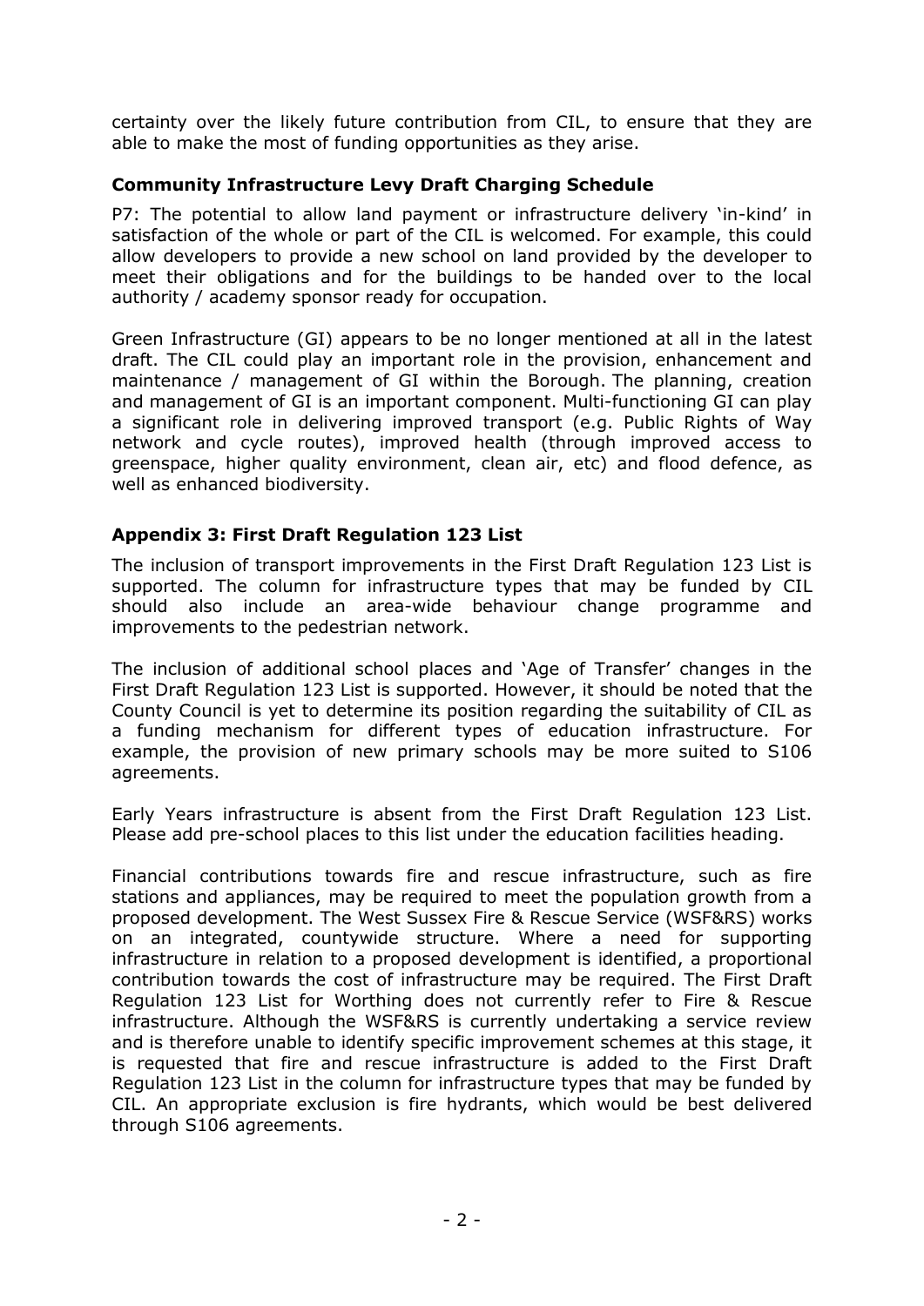certainty over the likely future contribution from CIL, to ensure that they are able to make the most of funding opportunities as they arise.

**Community Infrastructure Levy Draft Charging Schedule**

P7: The potential to allow land payment or infrastructure delivery 'in-kind' in satisfaction of the whole or part of the CIL is welcomed. For example, this could allow developers to provide a new school on land provided by the developer to meet their obligations and for the buildings to be handed over to the local authority / academy sponsor ready for occupation.

Green Infrastructure (GI) appears to be no longer mentioned at all in the latest draft. The CIL could play an important role in the provision, enhancement and maintenance / management of GI within the Borough. The planning, creation and management of GI is an important component. Multi-functioning GI can play a significant role in delivering improved transport (e.g. Public Rights of Way network and cycle routes), improved health (through improved access to greenspace, higher quality environment, clean air, etc) and flood defence, as well as enhanced biodiversity.

**Appendix 3: First Draft Regulation 123 List**

The inclusion of transport improvements in the First Draft Regulation 123 List is supported. The column for infrastructure types that may be funded by CIL should also include an area-wide behaviour change programme and improvements to the pedestrian network.

The inclusion of additional school places and 'Age of Transfer' changes in the First Draft Regulation 123 List is supported. However, it should be noted that the County Council is yet to determine its position regarding the suitability of CIL as a funding mechanism for different types of education infrastructure. For example, the provision of new primary schools may be more suited to S106 agreements.

Early Years infrastructure is absent from the First Draft Regulation 123 List. Please add pre-school places to this list under the education facilities heading.

Financial contributions towards fire and rescue infrastructure, such as fire stations and appliances, may be required to meet the population growth from a proposed development. The West Sussex Fire & Rescue Service (WSF&RS) works on an integrated, countywide structure. Where a need for supporting infrastructure in relation to a proposed development is identified, a proportional contribution towards the cost of infrastructure may be required. The First Draft Regulation 123 List for Worthing does not currently refer to Fire & Rescue infrastructure. Although the WSF&RS is currently undertaking a service review and is therefore unable to identify specific improvement schemes at this stage, it is requested that fire and rescue infrastructure is added to the First Draft Regulation 123 List in the column for infrastructure types that may be funded by CIL. An appropriate exclusion is fire hydrants, which would be best delivered through S106 agreements.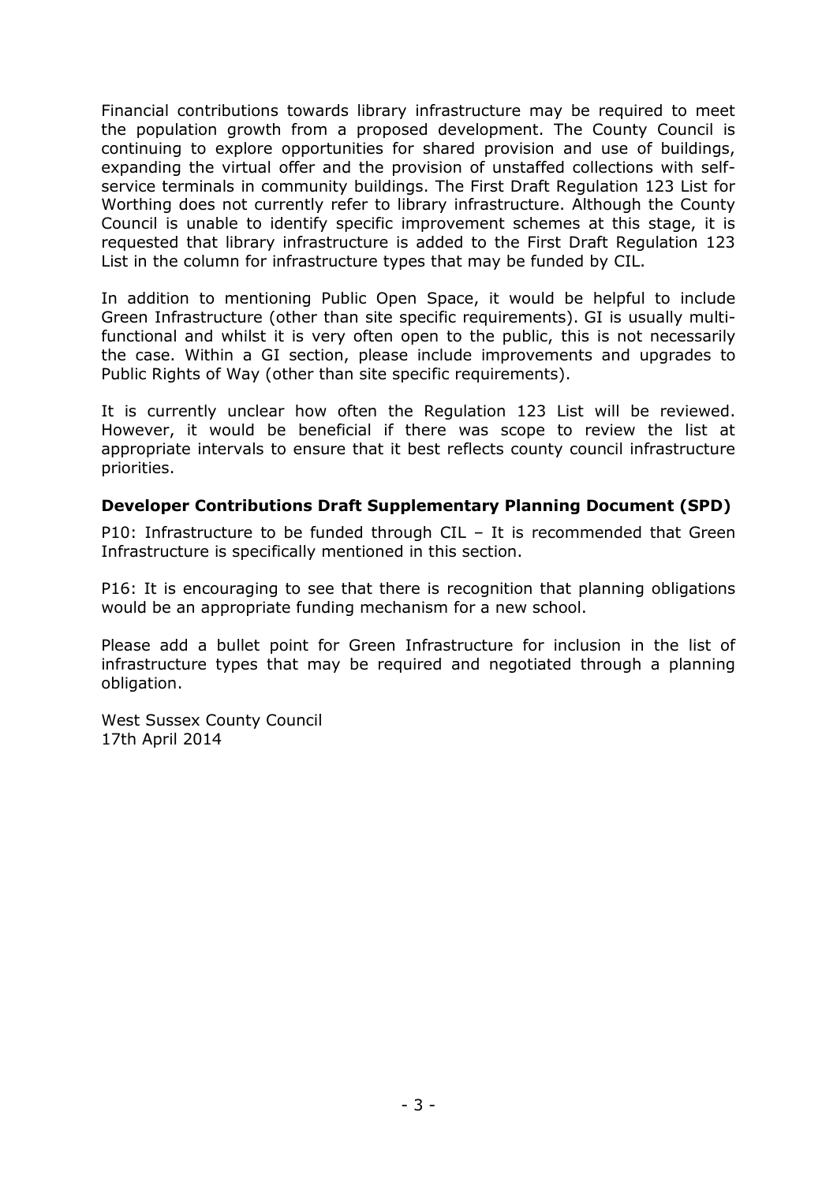Financial contributions towards library infrastructure may be required to meet the population growth from a proposed development. The County Council is continuing to explore opportunities for shared provision and use of buildings, expanding the virtual offer and the provision of unstaffed collections with self-service terminals in community buildings. The First Draft Regulation 123 List for Worthing does not currently refer to library infrastructure. Although the County Council is unable to identify specific improvement schemes at this stage, it is requested that library infrastructure is added to the First Draft Regulation 123 List in the column for infrastructure types that may be funded by CIL.

In addition to mentioning Public Open Space, it would be helpful to include Green Infrastructure (other than site specific requirements). GI is usually multi-functional and whilst it is very often open to the public, this is not necessarily the case. Within a GI section, please include improvements and upgrades to Public Rights of Way (other than site specific requirements).

It is currently unclear how often the Regulation 123 List will be reviewed. However, it would be beneficial if there was scope to review the list at appropriate intervals to ensure that it best reflects county council infrastructure priorities.

### Developer Contributions Draft Supplementary Planning Document (SPD)

P10: Infrastructure to be funded through CIL – It is recommended that Green Infrastructure is specifically mentioned in this section.

P16: It is encouraging to see that there is recognition that planning obligations would be an appropriate funding mechanism for a new school.

Please add a bullet point for Green Infrastructure for inclusion in the list of infrastructure types that may be required and negotiated through a planning obligation.

West Sussex County Council
17th April 2014